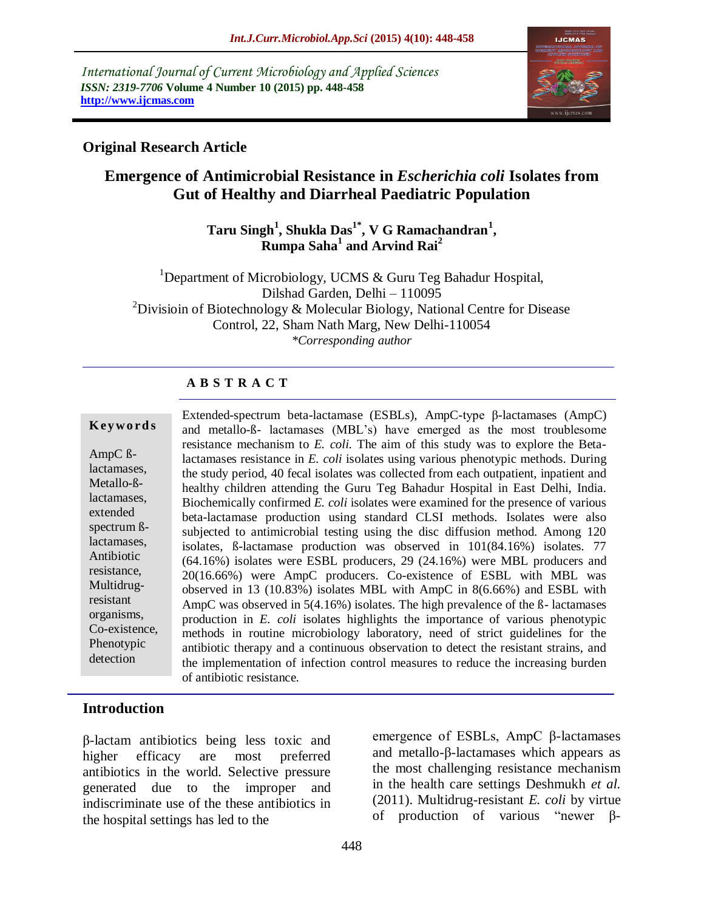International Journal of Current Microbiology and Applied Sciences
*ISSN: 2319-7706* **Volume 4 Number 10 (2015) pp. 448-458**
**http://www.ijcmas.com**

**Original Research Article**

# Emergence of Antimicrobial Resistance in *Escherichia coli* Isolates from Gut of Healthy and Diarrheal Paediatric Population

**Taru Singh[1], Shukla Das[1*], V G Ramachandran[1], Rumpa Saha[1] and Arvind Rai[2]**

[1]Department of Microbiology, UCMS & Guru Teg Bahadur Hospital, Dilshad Garden, Delhi – 110095
[2]Divisioin of Biotechnology & Molecular Biology, National Centre for Disease Control, 22, Sham Nath Marg, New Delhi-110054
*\*Corresponding author*

## ABSTRACT

**Keywords**

AmpC ß-lactamases, Metallo-ß-lactamases, extended spectrum ß-lactamases, Antibiotic resistance, Multidrug-resistant organisms, Co-existence, Phenotypic detection

Extended-spectrum beta-lactamase (ESBLs), AmpC-type β-lactamases (AmpC) and metallo-ß- lactamases (MBL's) have emerged as the most troublesome resistance mechanism to *E. coli.* The aim of this study was to explore the Beta-lactamases resistance in *E. coli* isolates using various phenotypic methods. During the study period, 40 fecal isolates was collected from each outpatient, inpatient and healthy children attending the Guru Teg Bahadur Hospital in East Delhi, India. Biochemically confirmed *E. coli* isolates were examined for the presence of various beta-lactamase production using standard CLSI methods. Isolates were also subjected to antimicrobial testing using the disc diffusion method. Among 120 isolates, ß-lactamase production was observed in 101(84.16%) isolates. 77 (64.16%) isolates were ESBL producers, 29 (24.16%) were MBL producers and 20(16.66%) were AmpC producers. Co-existence of ESBL with MBL was observed in 13 (10.83%) isolates MBL with AmpC in 8(6.66%) and ESBL with AmpC was observed in 5(4.16%) isolates. The high prevalence of the ß- lactamases production in *E. coli* isolates highlights the importance of various phenotypic methods in routine microbiology laboratory, need of strict guidelines for the antibiotic therapy and a continuous observation to detect the resistant strains, and the implementation of infection control measures to reduce the increasing burden of antibiotic resistance.

## Introduction

β-lactam antibiotics being less toxic and higher efficacy are most preferred antibiotics in the world. Selective pressure generated due to the improper and indiscriminate use of the these antibiotics in the hospital settings has led to the emergence of ESBLs, AmpC β-lactamases and metallo-β-lactamases which appears as the most challenging resistance mechanism in the health care settings Deshmukh *et al.* (2011). Multidrug-resistant *E. coli* by virtue of production of various "newer β-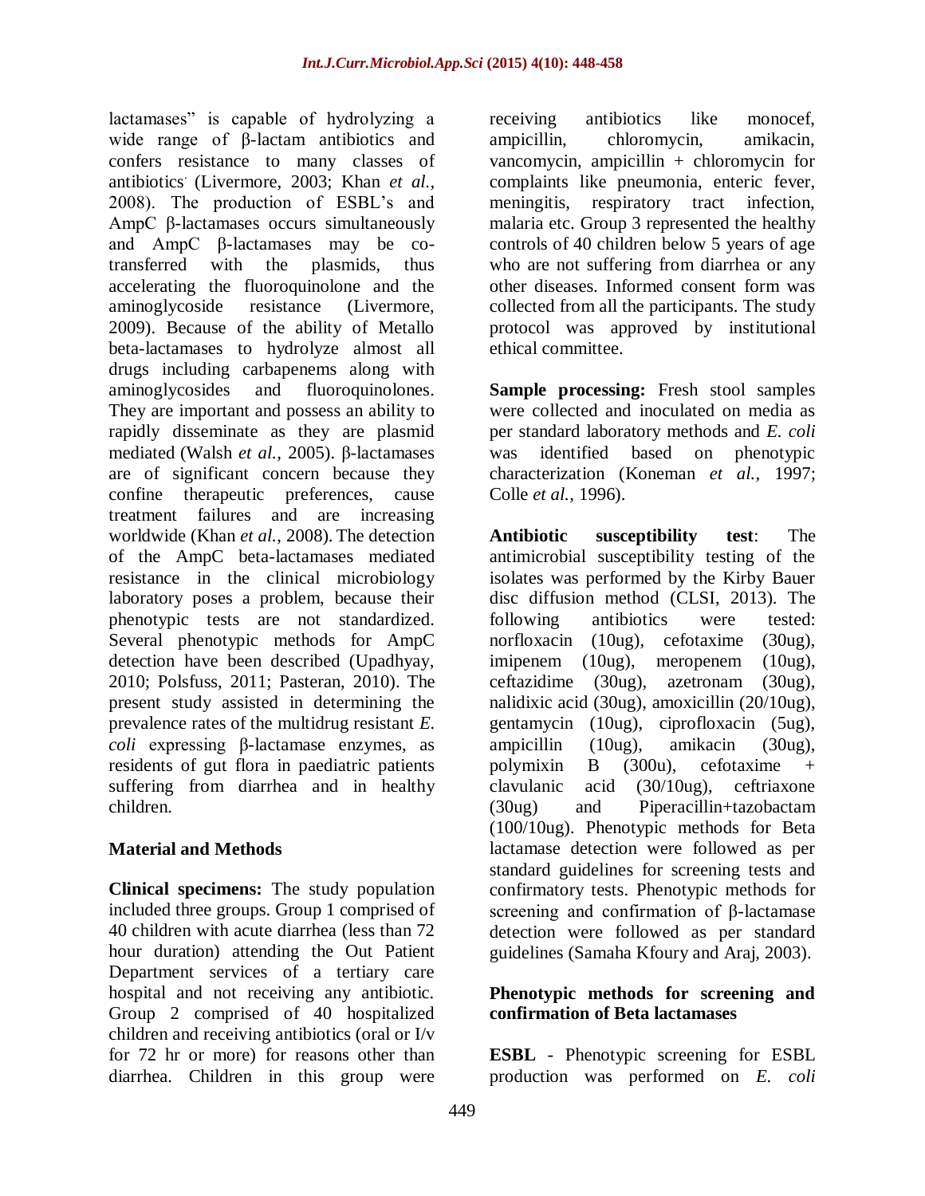lactamases" is capable of hydrolyzing a wide range of β-lactam antibiotics and confers resistance to many classes of antibiotics. (Livermore, 2003; Khan *et al.,* 2008). The production of ESBL's and AmpC β-lactamases occurs simultaneously and AmpC β-lactamases may be co-transferred with the plasmids, thus accelerating the fluoroquinolone and the aminoglycoside resistance (Livermore, 2009). Because of the ability of Metallo beta-lactamases to hydrolyze almost all drugs including carbapenems along with aminoglycosides and fluoroquinolones. They are important and possess an ability to rapidly disseminate as they are plasmid mediated (Walsh *et al.,* 2005). β-lactamases are of significant concern because they confine therapeutic preferences, cause treatment failures and are increasing worldwide (Khan *et al.,* 2008). The detection of the AmpC beta-lactamases mediated resistance in the clinical microbiology laboratory poses a problem, because their phenotypic tests are not standardized. Several phenotypic methods for AmpC detection have been described (Upadhyay, 2010; Polsfuss, 2011; Pasteran, 2010). The present study assisted in determining the prevalence rates of the multidrug resistant *E. coli* expressing β-lactamase enzymes, as residents of gut flora in paediatric patients suffering from diarrhea and in healthy children.

## Material and Methods

**Clinical specimens:** The study population included three groups. Group 1 comprised of 40 children with acute diarrhea (less than 72 hour duration) attending the Out Patient Department services of a tertiary care hospital and not receiving any antibiotic. Group 2 comprised of 40 hospitalized children and receiving antibiotics (oral or I/v for 72 hr or more) for reasons other than diarrhea. Children in this group were receiving antibiotics like monocef, ampicillin, chloromycin, amikacin, vancomycin, ampicillin + chloromycin for complaints like pneumonia, enteric fever, meningitis, respiratory tract infection, malaria etc. Group 3 represented the healthy controls of 40 children below 5 years of age who are not suffering from diarrhea or any other diseases. Informed consent form was collected from all the participants. The study protocol was approved by institutional ethical committee.

**Sample processing:** Fresh stool samples were collected and inoculated on media as per standard laboratory methods and *E. coli* was identified based on phenotypic characterization (Koneman *et al.,* 1997; Colle *et al.,* 1996).

**Antibiotic susceptibility test**: The antimicrobial susceptibility testing of the isolates was performed by the Kirby Bauer disc diffusion method (CLSI, 2013). The following antibiotics were tested: norfloxacin (10ug), cefotaxime (30ug), imipenem (10ug), meropenem (10ug), ceftazidime (30ug), azetronam (30ug), nalidixic acid (30ug), amoxicillin (20/10ug), gentamycin (10ug), ciprofloxacin (5ug), ampicillin (10ug), amikacin (30ug), polymixin B (300u), cefotaxime + clavulanic acid (30/10ug), ceftriaxone (30ug) and Piperacillin+tazobactam (100/10ug). Phenotypic methods for Beta lactamase detection were followed as per standard guidelines for screening tests and confirmatory tests. Phenotypic methods for screening and confirmation of β-lactamase detection were followed as per standard guidelines (Samaha Kfoury and Araj, 2003).

### Phenotypic methods for screening and confirmation of Beta lactamases

**ESBL** - Phenotypic screening for ESBL production was performed on *E. coli*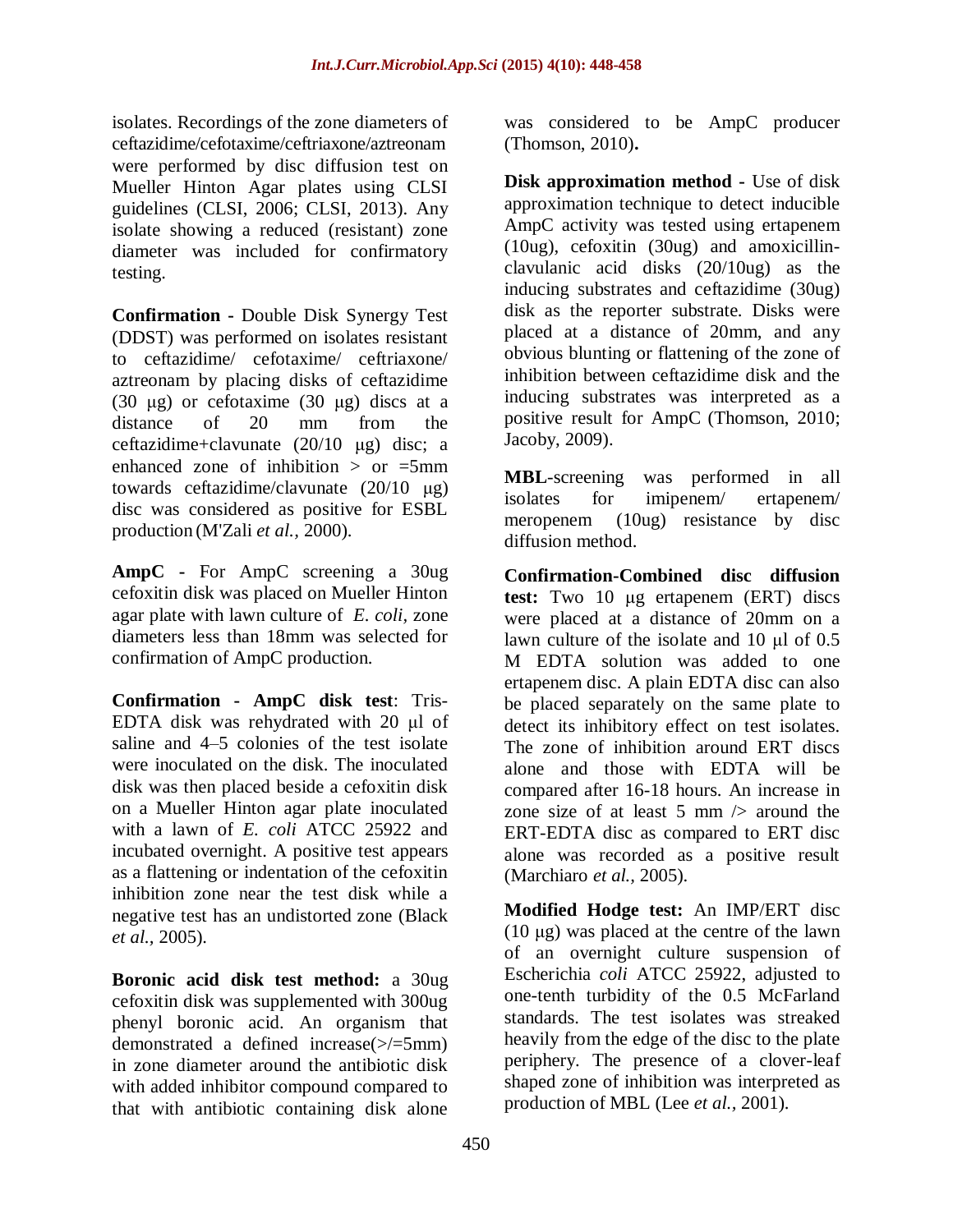isolates. Recordings of the zone diameters of ceftazidime/cefotaxime/ceftriaxone/aztreonam were performed by disc diffusion test on Mueller Hinton Agar plates using CLSI guidelines (CLSI, 2006; CLSI, 2013). Any isolate showing a reduced (resistant) zone diameter was included for confirmatory testing.

**Confirmation -** Double Disk Synergy Test (DDST) was performed on isolates resistant to ceftazidime/ cefotaxime/ ceftriaxone/ aztreonam by placing disks of ceftazidime (30 µg) or cefotaxime (30 µg) discs at a distance of 20 mm from the ceftazidime+clavunate (20/10 µg) disc; a enhanced zone of inhibition > or =5mm towards ceftazidime/clavunate (20/10 µg) disc was considered as positive for ESBL production (M'Zali *et al.,* 2000).

**AmpC -** For AmpC screening a 30ug cefoxitin disk was placed on Mueller Hinton agar plate with lawn culture of *E. coli*, zone diameters less than 18mm was selected for confirmation of AmpC production.

**Confirmation - AmpC disk test**: Tris-EDTA disk was rehydrated with 20 µl of saline and 4–5 colonies of the test isolate were inoculated on the disk. The inoculated disk was then placed beside a cefoxitin disk on a Mueller Hinton agar plate inoculated with a lawn of *E. coli* ATCC 25922 and incubated overnight. A positive test appears as a flattening or indentation of the cefoxitin inhibition zone near the test disk while a negative test has an undistorted zone (Black *et al.,* 2005).

**Boronic acid disk test method:** a 30ug cefoxitin disk was supplemented with 300ug phenyl boronic acid. An organism that demonstrated a defined increase(>/=5mm) in zone diameter around the antibiotic disk with added inhibitor compound compared to that with antibiotic containing disk alone was considered to be AmpC producer (Thomson, 2010)**.**

**Disk approximation method -** Use of disk approximation technique to detect inducible AmpC activity was tested using ertapenem (10ug), cefoxitin (30ug) and amoxicillin-clavulanic acid disks (20/10ug) as the inducing substrates and ceftazidime (30ug) disk as the reporter substrate. Disks were placed at a distance of 20mm, and any obvious blunting or flattening of the zone of inhibition between ceftazidime disk and the inducing substrates was interpreted as a positive result for AmpC (Thomson, 2010; Jacoby, 2009).

**MBL**-screening was performed in all isolates for imipenem/ ertapenem/ meropenem (10ug) resistance by disc diffusion method.

**Confirmation-Combined disc diffusion test:** Two 10 µg ertapenem (ERT) discs were placed at a distance of 20mm on a lawn culture of the isolate and 10 µl of 0.5 M EDTA solution was added to one ertapenem disc. A plain EDTA disc can also be placed separately on the same plate to detect its inhibitory effect on test isolates. The zone of inhibition around ERT discs alone and those with EDTA will be compared after 16-18 hours. An increase in zone size of at least 5 mm /> around the ERT-EDTA disc as compared to ERT disc alone was recorded as a positive result (Marchiaro *et al.,* 2005).

**Modified Hodge test:** An IMP/ERT disc (10 µg) was placed at the centre of the lawn of an overnight culture suspension of Escherichia *coli* ATCC 25922, adjusted to one-tenth turbidity of the 0.5 McFarland standards. The test isolates was streaked heavily from the edge of the disc to the plate periphery. The presence of a clover-leaf shaped zone of inhibition was interpreted as production of MBL (Lee *et al.,* 2001).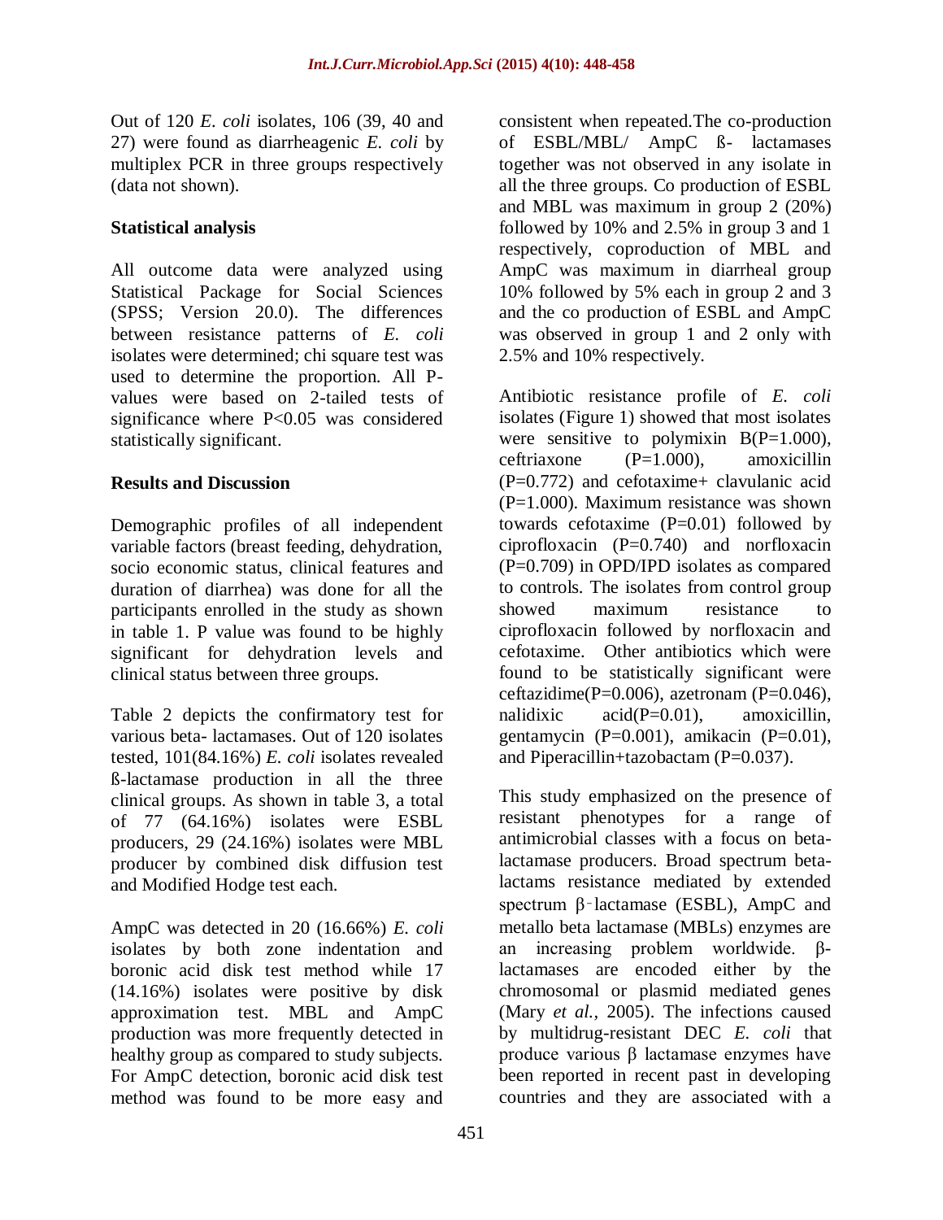Out of 120 *E. coli* isolates, 106 (39, 40 and 27) were found as diarrheagenic *E. coli* by multiplex PCR in three groups respectively (data not shown).

### Statistical analysis

All outcome data were analyzed using Statistical Package for Social Sciences (SPSS; Version 20.0). The differences between resistance patterns of *E. coli* isolates were determined; chi square test was used to determine the proportion. All P-values were based on 2-tailed tests of significance where P<0.05 was considered statistically significant.

## Results and Discussion

Demographic profiles of all independent variable factors (breast feeding, dehydration, socio economic status, clinical features and duration of diarrhea) was done for all the participants enrolled in the study as shown in table 1. P value was found to be highly significant for dehydration levels and clinical status between three groups.

Table 2 depicts the confirmatory test for various beta- lactamases. Out of 120 isolates tested, 101(84.16%) *E. coli* isolates revealed ß-lactamase production in all the three clinical groups. As shown in table 3, a total of 77 (64.16%) isolates were ESBL producers, 29 (24.16%) isolates were MBL producer by combined disk diffusion test and Modified Hodge test each.

AmpC was detected in 20 (16.66%) *E. coli* isolates by both zone indentation and boronic acid disk test method while 17 (14.16%) isolates were positive by disk approximation test. MBL and AmpC production was more frequently detected in healthy group as compared to study subjects. For AmpC detection, boronic acid disk test method was found to be more easy and consistent when repeated.The co-production of ESBL/MBL/ AmpC ß- lactamases together was not observed in any isolate in all the three groups. Co production of ESBL and MBL was maximum in group 2 (20%) followed by 10% and 2.5% in group 3 and 1 respectively, coproduction of MBL and AmpC was maximum in diarrheal group 10% followed by 5% each in group 2 and 3 and the co production of ESBL and AmpC was observed in group 1 and 2 only with 2.5% and 10% respectively.

Antibiotic resistance profile of *E. coli* isolates (Figure 1) showed that most isolates were sensitive to polymixin B(P=1.000), ceftriaxone (P=1.000), amoxicillin (P=0.772) and cefotaxime+ clavulanic acid (P=1.000). Maximum resistance was shown towards cefotaxime (P=0.01) followed by ciprofloxacin (P=0.740) and norfloxacin (P=0.709) in OPD/IPD isolates as compared to controls. The isolates from control group showed maximum resistance to ciprofloxacin followed by norfloxacin and cefotaxime. Other antibiotics which were found to be statistically significant were ceftazidime(P=0.006), azetronam (P=0.046), nalidixic acid(P=0.01), amoxicillin, gentamycin (P=0.001), amikacin (P=0.01), and Piperacillin+tazobactam (P=0.037).

This study emphasized on the presence of resistant phenotypes for a range of antimicrobial classes with a focus on beta-lactamase producers. Broad spectrum beta-lactams resistance mediated by extended spectrum β‑lactamase (ESBL), AmpC and metallo beta lactamase (MBLs) enzymes are an increasing problem worldwide. β-lactamases are encoded either by the chromosomal or plasmid mediated genes (Mary *et al.,* 2005). The infections caused by multidrug-resistant DEC *E. coli* that produce various β lactamase enzymes have been reported in recent past in developing countries and they are associated with a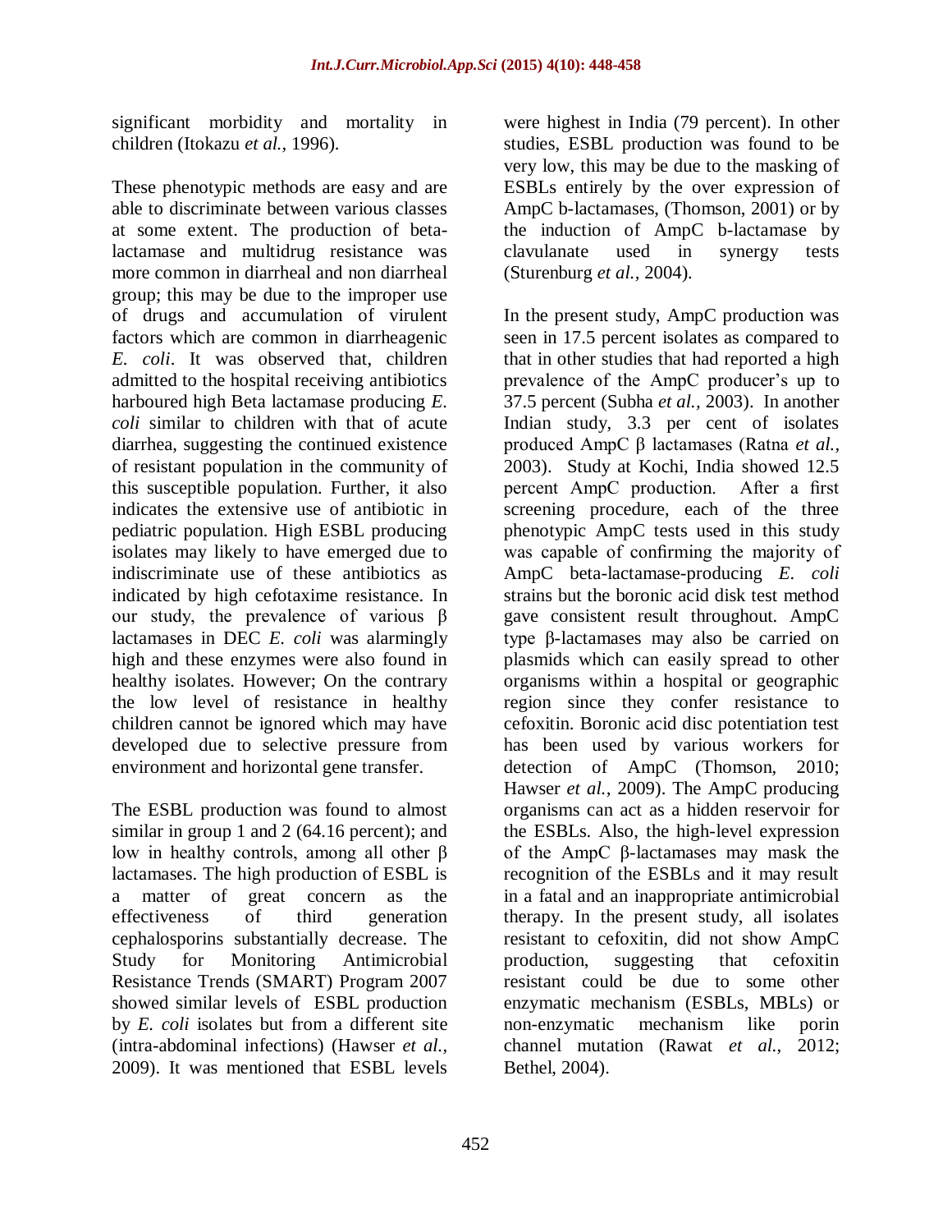significant morbidity and mortality in children (Itokazu *et al.,* 1996).

These phenotypic methods are easy and are able to discriminate between various classes at some extent. The production of beta-lactamase and multidrug resistance was more common in diarrheal and non diarrheal group; this may be due to the improper use of drugs and accumulation of virulent factors which are common in diarrheagenic *E. coli*. It was observed that, children admitted to the hospital receiving antibiotics harboured high Beta lactamase producing *E. coli* similar to children with that of acute diarrhea, suggesting the continued existence of resistant population in the community of this susceptible population. Further, it also indicates the extensive use of antibiotic in pediatric population. High ESBL producing isolates may likely to have emerged due to indiscriminate use of these antibiotics as indicated by high cefotaxime resistance. In our study, the prevalence of various β lactamases in DEC *E. coli* was alarmingly high and these enzymes were also found in healthy isolates. However; On the contrary the low level of resistance in healthy children cannot be ignored which may have developed due to selective pressure from environment and horizontal gene transfer.

The ESBL production was found to almost similar in group 1 and 2 (64.16 percent); and low in healthy controls, among all other β lactamases. The high production of ESBL is a matter of great concern as the effectiveness of third generation cephalosporins substantially decrease. The Study for Monitoring Antimicrobial Resistance Trends (SMART) Program 2007 showed similar levels of ESBL production by *E. coli* isolates but from a different site (intra-abdominal infections) (Hawser *et al.,* 2009). It was mentioned that ESBL levels were highest in India (79 percent). In other studies, ESBL production was found to be very low, this may be due to the masking of ESBLs entirely by the over expression of AmpC b-lactamases, (Thomson, 2001) or by the induction of AmpC b-lactamase by clavulanate used in synergy tests (Sturenburg *et al.,* 2004).

In the present study, AmpC production was seen in 17.5 percent isolates as compared to that in other studies that had reported a high prevalence of the AmpC producer's up to 37.5 percent (Subha *et al.,* 2003). In another Indian study, 3.3 per cent of isolates produced AmpC β lactamases (Ratna *et al.,* 2003). Study at Kochi, India showed 12.5 percent AmpC production. After a first screening procedure, each of the three phenotypic AmpC tests used in this study was capable of confirming the majority of AmpC beta-lactamase-producing *E. coli* strains but the boronic acid disk test method gave consistent result throughout. AmpC type β-lactamases may also be carried on plasmids which can easily spread to other organisms within a hospital or geographic region since they confer resistance to cefoxitin. Boronic acid disc potentiation test has been used by various workers for detection of AmpC (Thomson, 2010; Hawser *et al.,* 2009). The AmpC producing organisms can act as a hidden reservoir for the ESBLs. Also, the high-level expression of the AmpC β-lactamases may mask the recognition of the ESBLs and it may result in a fatal and an inappropriate antimicrobial therapy. In the present study, all isolates resistant to cefoxitin, did not show AmpC production, suggesting that cefoxitin resistant could be due to some other enzymatic mechanism (ESBLs, MBLs) or non-enzymatic mechanism like porin channel mutation (Rawat *et al.,* 2012; Bethel, 2004).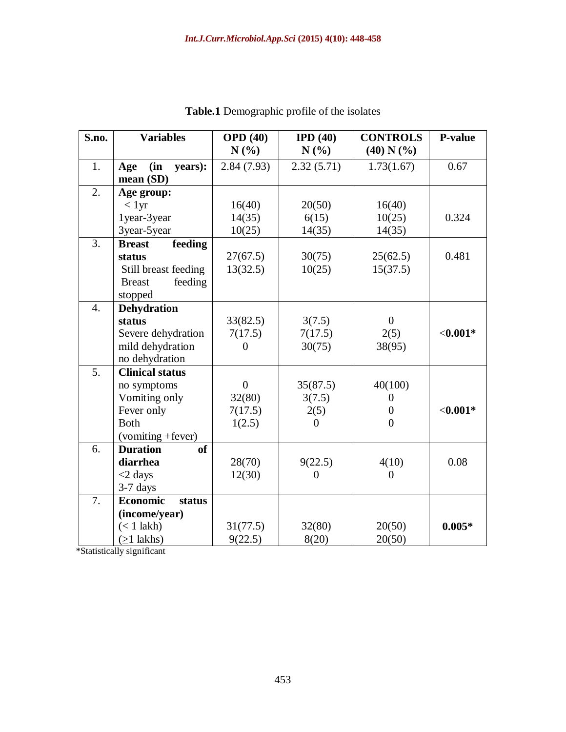**Table.1** Demographic profile of the isolates

| S.no. | Variables | OPD (40) N (%) | IPD (40) N (%) | CONTROLS (40) N (%) | P-value |
|---|---|---|---|---|---|
| 1. | **Age (in years): mean (SD)** | 2.84 (7.93) | 2.32 (5.71) | 1.73(1.67) | 0.67 |
| 2. | **Age group:** | | | | |
| | < 1yr | 16(40) | 20(50) | 16(40) | |
| | 1year-3year | 14(35) | 6(15) | 10(25) | 0.324 |
| | 3year-5year | 10(25) | 14(35) | 14(35) | |
| 3. | **Breast feeding status** | | | | |
| | Still breast feeding | 27(67.5) | 30(75) | 25(62.5) | 0.481 |
| | Breast feeding stopped | 13(32.5) | 10(25) | 15(37.5) | |
| 4. | **Dehydration status** | | | | |
| | Severe dehydration | 33(82.5) | 3(7.5) | 0 | |
| | mild dehydration | 7(17.5) | 7(17.5) | 2(5) | **<0.001*** |
| | no dehydration | 0 | 30(75) | 38(95) | |
| 5. | **Clinical status** | | | | |
| | no symptoms | 0 | 35(87.5) | 40(100) | |
| | Vomiting only | 32(80) | 3(7.5) | 0 | |
| | Fever only | 7(17.5) | 2(5) | 0 | **<0.001*** |
| | Both (vomiting +fever) | 1(2.5) | 0 | 0 | |
| 6. | **Duration of diarrhea** | | | | |
| | <2 days | 28(70) | 9(22.5) | 4(10) | 0.08 |
| | 3-7 days | 12(30) | 0 | 0 | |
| 7. | **Economic status (income/year)** | | | | |
| | (< 1 lakh) | 31(77.5) | 32(80) | 20(50) | **0.005*** |
| | (≥1 lakhs) | 9(22.5) | 8(20) | 20(50) | |

*Statistically significant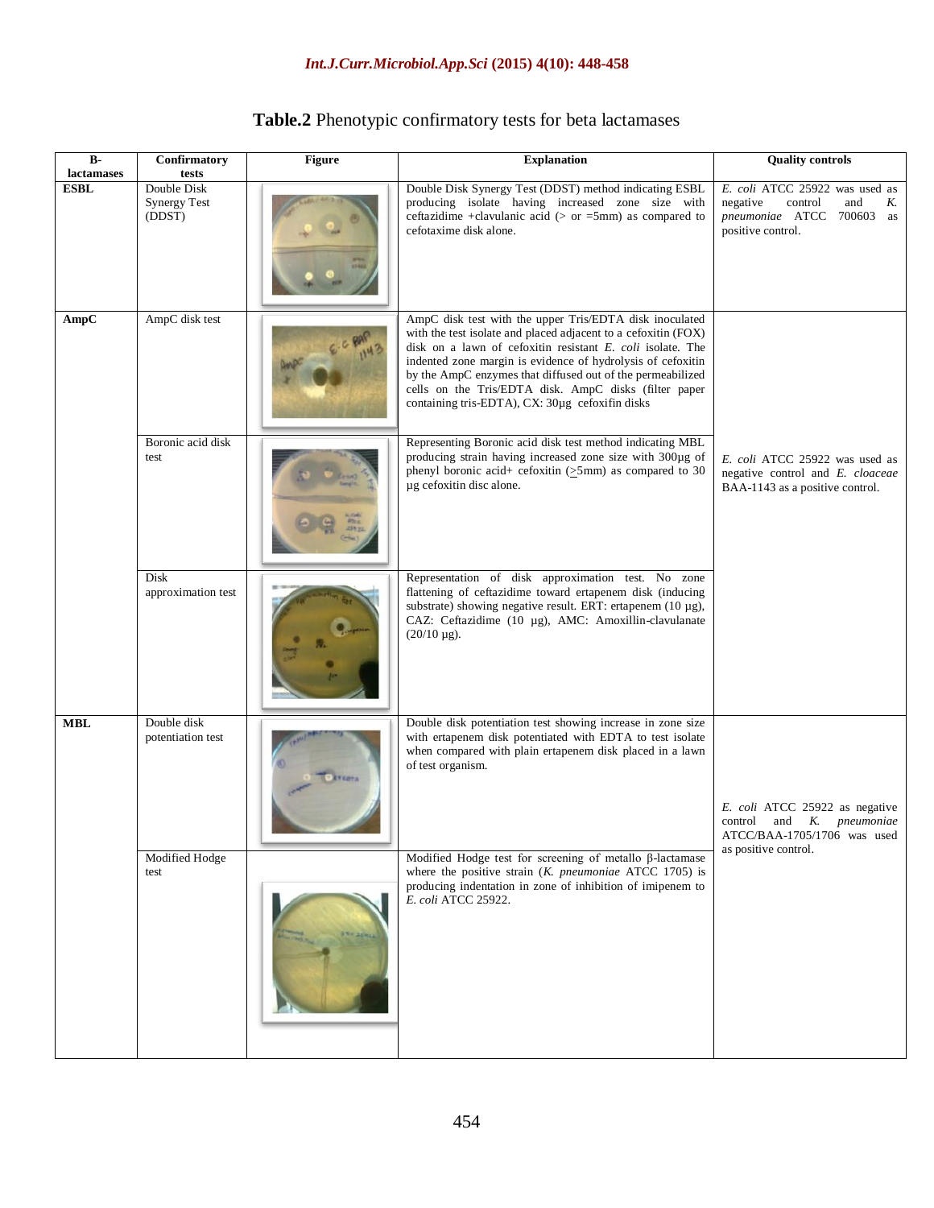**Table.2** Phenotypic confirmatory tests for beta lactamases

| B-lactamases | Confirmatory tests | Figure | Explanation | Quality controls |
|---|---|---|---|---|
| **ESBL** | Double Disk Synergy Test (DDST) | | Double Disk Synergy Test (DDST) method indicating ESBL producing isolate having increased zone size with ceftazidime +clavulanic acid (> or =5mm) as compared to cefotaxime disk alone. | *E. coli* ATCC 25922 was used as negative control and *K. pneumoniae* ATCC 700603 as positive control. |
| **AmpC** | AmpC disk test | | AmpC disk test with the upper Tris/EDTA disk inoculated with the test isolate and placed adjacent to a cefoxitin (FOX) disk on a lawn of cefoxitin resistant *E. coli* isolate. The indented zone margin is evidence of hydrolysis of cefoxitin by the AmpC enzymes that diffused out of the permeabilized cells on the Tris/EDTA disk. AmpC disks (filter paper containing tris-EDTA), CX: 30µg cefoxifin disks | *E. coli* ATCC 25922 was used as negative control and *E. cloaceae* BAA-1143 as a positive control. |
| | Boronic acid disk test | | Representing Boronic acid disk test method indicating MBL producing strain having increased zone size with 300µg of phenyl boronic acid+ cefoxitin (≥5mm) as compared to 30 µg cefoxitin disc alone. | |
| | Disk approximation test | | Representation of disk approximation test. No zone flattening of ceftazidime toward ertapenem disk (inducing substrate) showing negative result. ERT: ertapenem (10 µg), CAZ: Ceftazidime (10 µg), AMC: Amoxillin-clavulanate (20/10 µg). | |
| **MBL** | Double disk potentiation test | | Double disk potentiation test showing increase in zone size with ertapenem disk potentiated with EDTA to test isolate when compared with plain ertapenem disk placed in a lawn of test organism. | *E. coli* ATCC 25922 as negative control and *K. pneumoniae* ATCC/BAA-1705/1706 was used as positive control. |
| | Modified Hodge test | | Modified Hodge test for screening of metallo β-lactamase where the positive strain (*K. pneumoniae* ATCC 1705) is producing indentation in zone of inhibition of imipenem to *E. coli* ATCC 25922. | |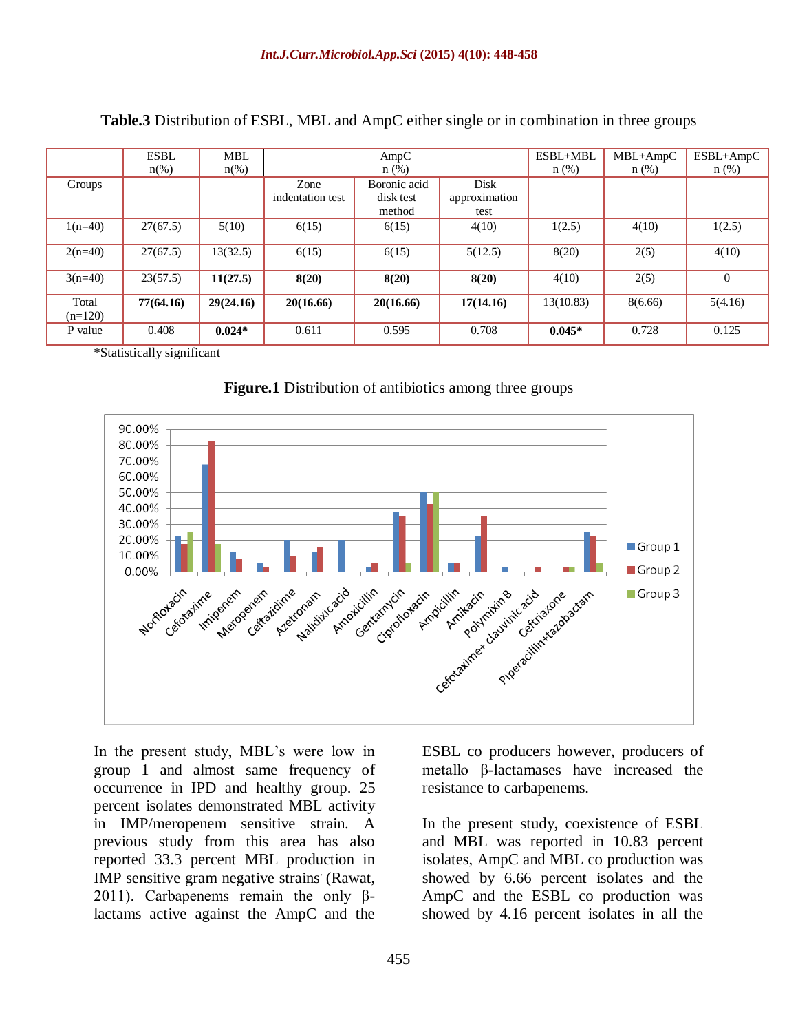**Table.3** Distribution of ESBL, MBL and AmpC either single or in combination in three groups

| | ESBL n(%) | MBL n(%) | AmpC n (%) | | | ESBL+MBL n (%) | MBL+AmpC n (%) | ESBL+AmpC n (%) |
|---|---|---|---|---|---|---|---|---|
| Groups | | | Zone indentation test | Boronic acid disk test method | Disk approximation test | | | |
| 1(n=40) | 27(67.5) | 5(10) | 6(15) | 6(15) | 4(10) | 1(2.5) | 4(10) | 1(2.5) |
| 2(n=40) | 27(67.5) | 13(32.5) | 6(15) | 6(15) | 5(12.5) | 8(20) | 2(5) | 4(10) |
| 3(n=40) | 23(57.5) | **11(27.5)** | **8(20)** | **8(20)** | **8(20)** | 4(10) | 2(5) | 0 |
| Total (n=120) | **77(64.16)** | **29(24.16)** | **20(16.66)** | **20(16.66)** | **17(14.16)** | 13(10.83) | 8(6.66) | 5(4.16) |
| P value | 0.408 | **0.024*** | 0.611 | 0.595 | 0.708 | **0.045*** | 0.728 | 0.125 |

*Statistically significant

**Figure.1** Distribution of antibiotics among three groups

In the present study, MBL's were low in group 1 and almost same frequency of occurrence in IPD and healthy group. 25 percent isolates demonstrated MBL activity in IMP/meropenem sensitive strain. A previous study from this area has also reported 33.3 percent MBL production in IMP sensitive gram negative strains (Rawat, 2011). Carbapenems remain the only β-lactams active against the AmpC and the ESBL co producers however, producers of metallo β-lactamases have increased the resistance to carbapenems.

In the present study, coexistence of ESBL and MBL was reported in 10.83 percent isolates, AmpC and MBL co production was showed by 6.66 percent isolates and the AmpC and the ESBL co production was showed by 4.16 percent isolates in all the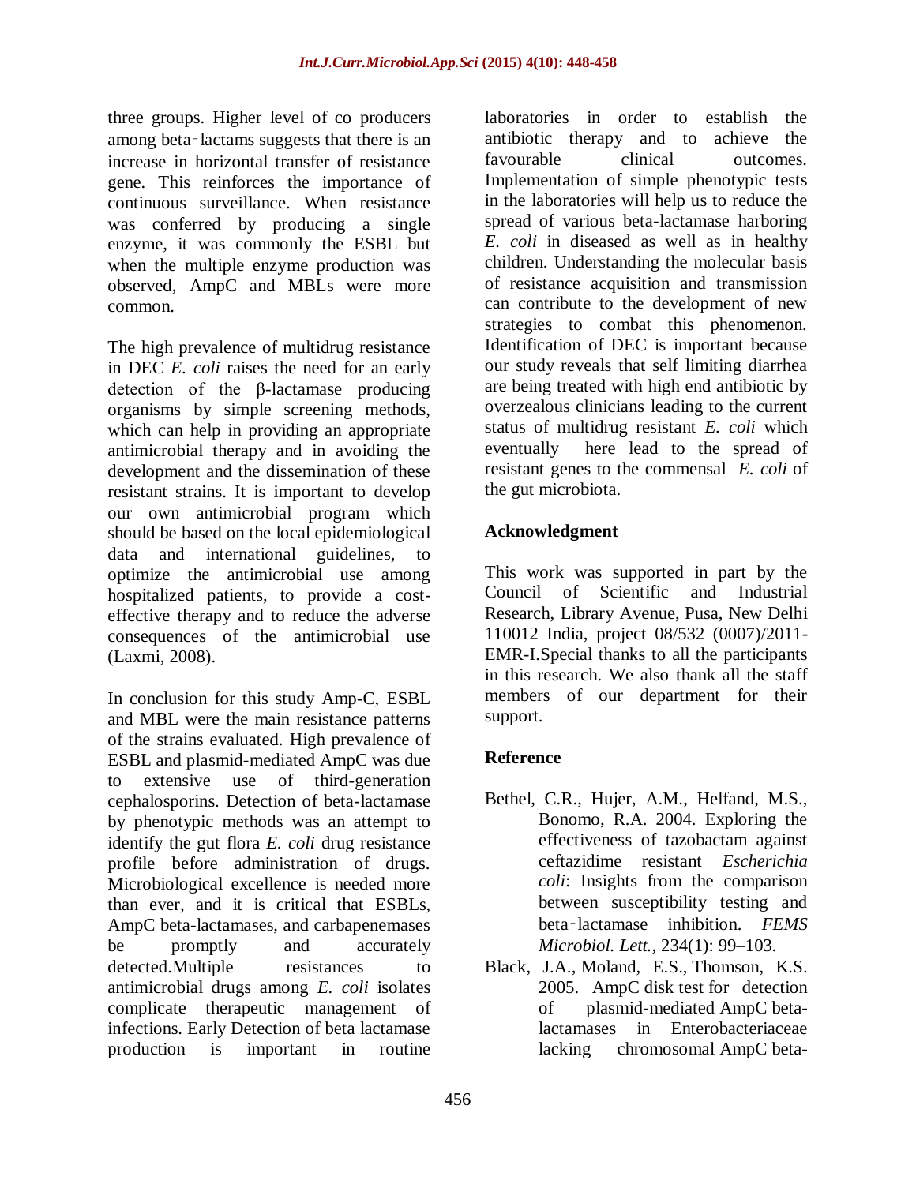three groups. Higher level of co producers among beta‐lactams suggests that there is an increase in horizontal transfer of resistance gene. This reinforces the importance of continuous surveillance. When resistance was conferred by producing a single enzyme, it was commonly the ESBL but when the multiple enzyme production was observed, AmpC and MBLs were more common.

The high prevalence of multidrug resistance in DEC *E. coli* raises the need for an early detection of the β-lactamase producing organisms by simple screening methods, which can help in providing an appropriate antimicrobial therapy and in avoiding the development and the dissemination of these resistant strains. It is important to develop our own antimicrobial program which should be based on the local epidemiological data and international guidelines, to optimize the antimicrobial use among hospitalized patients, to provide a cost-effective therapy and to reduce the adverse consequences of the antimicrobial use (Laxmi, 2008).

In conclusion for this study Amp-C, ESBL and MBL were the main resistance patterns of the strains evaluated. High prevalence of ESBL and plasmid-mediated AmpC was due to extensive use of third-generation cephalosporins. Detection of beta-lactamase by phenotypic methods was an attempt to identify the gut flora *E. coli* drug resistance profile before administration of drugs. Microbiological excellence is needed more than ever, and it is critical that ESBLs, AmpC beta-lactamases, and carbapenemases be promptly and accurately detected.Multiple resistances to antimicrobial drugs among *E. coli* isolates complicate therapeutic management of infections. Early Detection of beta lactamase production is important in routine laboratories in order to establish the antibiotic therapy and to achieve the favourable clinical outcomes. Implementation of simple phenotypic tests in the laboratories will help us to reduce the spread of various beta-lactamase harboring *E. coli* in diseased as well as in healthy children. Understanding the molecular basis of resistance acquisition and transmission can contribute to the development of new strategies to combat this phenomenon. Identification of DEC is important because our study reveals that self limiting diarrhea are being treated with high end antibiotic by overzealous clinicians leading to the current status of multidrug resistant *E. coli* which eventually here lead to the spread of resistant genes to the commensal *E. coli* of the gut microbiota.

## Acknowledgment

This work was supported in part by the Council of Scientific and Industrial Research, Library Avenue, Pusa, New Delhi 110012 India, project 08/532 (0007)/2011-EMR-I.Special thanks to all the participants in this research. We also thank all the staff members of our department for their support.

## Reference

- Bethel, C.R., Hujer, A.M., Helfand, M.S., Bonomo, R.A. 2004. Exploring the effectiveness of tazobactam against ceftazidime resistant *Escherichia coli*: Insights from the comparison between susceptibility testing and beta‐lactamase inhibition. *FEMS Microbiol. Lett.,* 234(1): 99–103.
- Black, J.A., Moland, E.S., Thomson, K.S. 2005. AmpC disk test for detection of plasmid-mediated AmpC beta-lactamases in Enterobacteriaceae lacking chromosomal AmpC beta-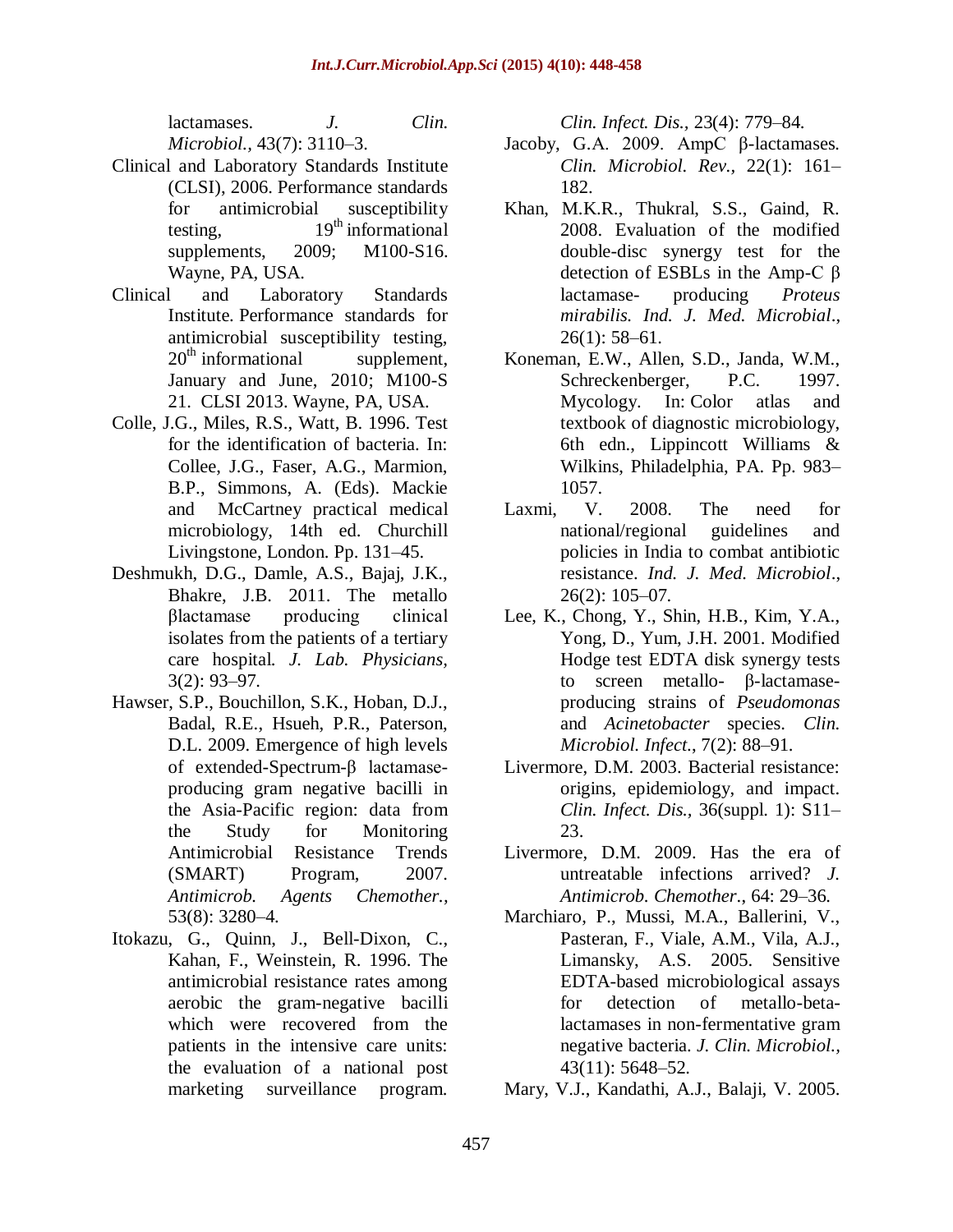lactamases. *J. Clin. Microbiol.,* 43(7): 3110–3.

Clinical and Laboratory Standards Institute (CLSI), 2006. Performance standards for antimicrobial susceptibility testing, 19th informational supplements, 2009; M100-S16. Wayne, PA, USA.

Clinical and Laboratory Standards Institute. Performance standards for antimicrobial susceptibility testing, 20th informational supplement, January and June, 2010; M100-S 21. CLSI 2013. Wayne, PA, USA.

Colle, J.G., Miles, R.S., Watt, B. 1996. Test for the identification of bacteria. In: Collee, J.G., Faser, A.G., Marmion, B.P., Simmons, A. (Eds). Mackie and McCartney practical medical microbiology, 14th ed. Churchill Livingstone, London. Pp. 131–45.

Deshmukh, D.G., Damle, A.S., Bajaj, J.K., Bhakre, J.B. 2011. The metallo βlactamase producing clinical isolates from the patients of a tertiary care hospital. *J. Lab. Physicians*, 3(2): 93–97.

Hawser, S.P., Bouchillon, S.K., Hoban, D.J., Badal, R.E., Hsueh, P.R., Paterson, D.L. 2009. Emergence of high levels of extended-Spectrum-β lactamase-producing gram negative bacilli in the Asia-Pacific region: data from the Study for Monitoring Antimicrobial Resistance Trends (SMART) Program, 2007. *Antimicrob. Agents Chemother.,* 53(8): 3280–4.

Itokazu, G., Quinn, J., Bell-Dixon, C., Kahan, F., Weinstein, R. 1996. The antimicrobial resistance rates among aerobic the gram-negative bacilli which were recovered from the patients in the intensive care units: the evaluation of a national post marketing surveillance program. *Clin. Infect. Dis.*, 23(4): 779–84.

Jacoby, G.A. 2009. AmpC β-lactamases. *Clin. Microbiol. Rev.,* 22(1): 161–182.

Khan, M.K.R., Thukral, S.S., Gaind, R. 2008. Evaluation of the modified double-disc synergy test for the detection of ESBLs in the Amp-C β lactamase- producing *Proteus mirabilis. Ind. J. Med. Microbial*., 26(1): 58–61.

Koneman, E.W., Allen, S.D., Janda, W.M., Schreckenberger, P.C. 1997. Mycology. In: Color atlas and textbook of diagnostic microbiology, 6th edn., Lippincott Williams & Wilkins, Philadelphia, PA. Pp. 983–1057.

Laxmi, V. 2008. The need for national/regional guidelines and policies in India to combat antibiotic resistance. *Ind. J. Med. Microbiol*., 26(2): 105–07.

Lee, K., Chong, Y., Shin, H.B., Kim, Y.A., Yong, D., Yum, J.H. 2001. Modified Hodge test EDTA disk synergy tests to screen metallo- β-lactamase-producing strains of *Pseudomonas* and *Acinetobacter* species. *Clin. Microbiol. Infect.*, 7(2): 88–91.

Livermore, D.M. 2003. Bacterial resistance: origins, epidemiology, and impact. *Clin. Infect. Dis.,* 36(suppl. 1): S11–23.

Livermore, D.M. 2009. Has the era of untreatable infections arrived? *J. Antimicrob. Chemother*., 64: 29–36.

Marchiaro, P., Mussi, M.A., Ballerini, V., Pasteran, F., Viale, A.M., Vila, A.J., Limansky, A.S. 2005. Sensitive EDTA-based microbiological assays for detection of metallo-beta-lactamases in non-fermentative gram negative bacteria. *J. Clin. Microbiol.,* 43(11): 5648–52.

Mary, V.J., Kandathi, A.J., Balaji, V. 2005.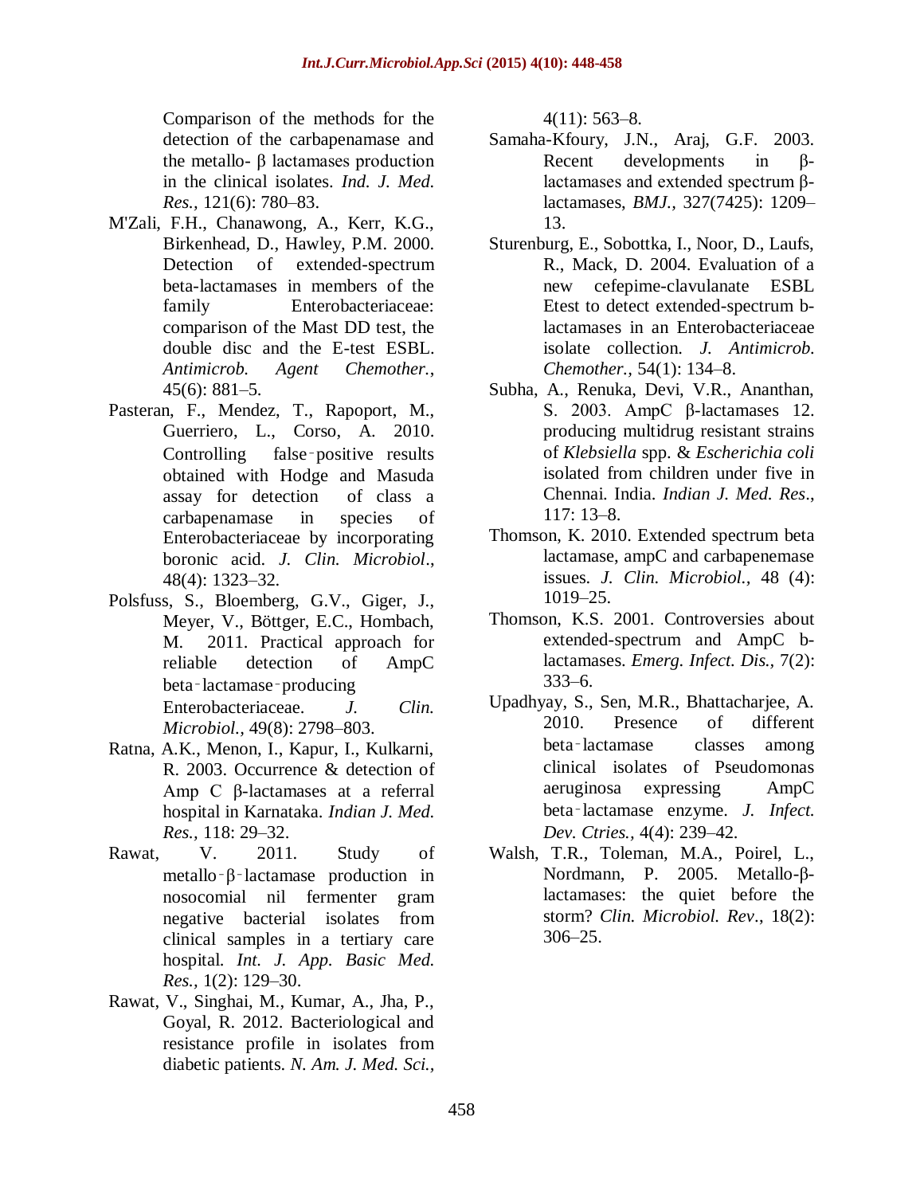Comparison of the methods for the detection of the carbapenamase and the metallo- β lactamases production in the clinical isolates. *Ind. J. Med. Res.,* 121(6): 780–83.

M'Zali, F.H., Chanawong, A., Kerr, K.G., Birkenhead, D., Hawley, P.M. 2000. Detection of extended-spectrum beta-lactamases in members of the family Enterobacteriaceae: comparison of the Mast DD test, the double disc and the E-test ESBL. *Antimicrob. Agent Chemother.*, 45(6): 881–5.

Pasteran, F., Mendez, T., Rapoport, M., Guerriero, L., Corso, A. 2010. Controlling false‑positive results obtained with Hodge and Masuda assay for detection of class a carbapenamase in species of Enterobacteriaceae by incorporating boronic acid. *J. Clin. Microbiol*., 48(4): 1323–32.

Polsfuss, S., Bloemberg, G.V., Giger, J., Meyer, V., Böttger, E.C., Hombach, M. 2011. Practical approach for reliable detection of AmpC beta‑lactamase‑producing Enterobacteriaceae. *J. Clin. Microbiol.*, 49(8): 2798–803.

Ratna, A.K., Menon, I., Kapur, I., Kulkarni, R. 2003. Occurrence & detection of Amp C β-lactamases at a referral hospital in Karnataka. *Indian J. Med. Res.,* 118: 29–32.

Rawat, V. 2011. Study of metallo‑β‑lactamase production in nosocomial nil fermenter gram negative bacterial isolates from clinical samples in a tertiary care hospital. *Int. J. App. Basic Med. Res.,* 1(2): 129–30.

Rawat, V., Singhai, M., Kumar, A., Jha, P., Goyal, R. 2012. Bacteriological and resistance profile in isolates from diabetic patients. *N. Am. J. Med. Sci.,* 4(11): 563–8.

Samaha-Kfoury, J.N., Araj, G.F. 2003. Recent developments in β-lactamases and extended spectrum β-lactamases, *BMJ.,* 327(7425): 1209–13.

Sturenburg, E., Sobottka, I., Noor, D., Laufs, R., Mack, D. 2004. Evaluation of a new cefepime-clavulanate ESBL Etest to detect extended-spectrum b-lactamases in an Enterobacteriaceae isolate collection. *J. Antimicrob. Chemother.,* 54(1): 134–8.

Subha, A., Renuka, Devi, V.R., Ananthan, S. 2003. AmpC β-lactamases 12. producing multidrug resistant strains of *Klebsiella* spp. & *Escherichia coli* isolated from children under five in Chennai. India. *Indian J. Med. Res*., 117: 13–8.

Thomson, K. 2010. Extended spectrum beta lactamase, ampC and carbapenemase issues. *J. Clin. Microbiol.,* 48 (4): 1019–25.

Thomson, K.S. 2001. Controversies about extended-spectrum and AmpC b-lactamases. *Emerg. Infect. Dis.,* 7(2): 333–6.

Upadhyay, S., Sen, M.R., Bhattacharjee, A. 2010. Presence of different beta‑lactamase classes among clinical isolates of Pseudomonas aeruginosa expressing AmpC beta‑lactamase enzyme. *J. Infect. Dev. Ctries.*, 4(4): 239–42.

Walsh, T.R., Toleman, M.A., Poirel, L., Nordmann, P. 2005. Metallo-β-lactamases: the quiet before the storm? *Clin. Microbiol. Rev*., 18(2): 306–25.